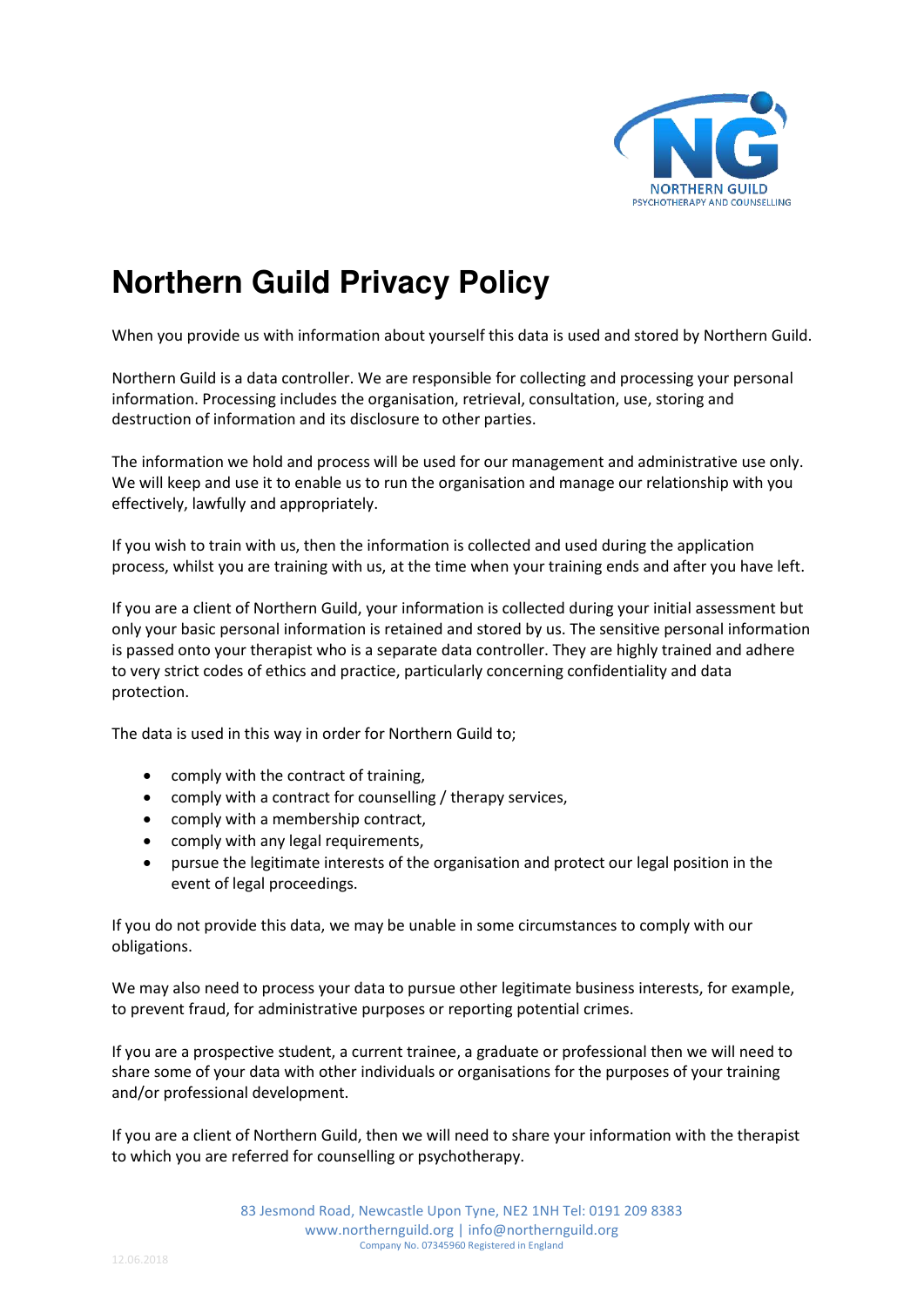# Northern Guild Privacy Policy

When you provide us with information about yourself this data is used and stored by Northern Guild.

Northern Guild is a data controller. We are responsible for collecting and processing your personal information. Processing includes the organisation, retrieval, consultation, use, storing and destruction of information and its disclosure to other parties.

The information we hold and process will be used for our management and administrative use only. We will keep and use it to enable us to run the organisation and manage our relationship with you effectively, lawfully and appropriately.

If you wish to train with us, then the information is collected and used during the application process, whilst you are training with us, at the time when your training ends and after you have left.

If you are a client of Northern Guild, your information is collected during your initial assessment but only your basic personal information is retained and stored by us. The sensitive personal information is passed onto your therapist who is a separate data controller. They are highly trained and adhere to very strict codes of ethics and practice, particularly concerning confidentiality and data protection.

The data is used in this way in order for Northern Guild to;

- comply with the contract of training,
- comply with a contract for counselling / therapy services,
- comply with a membership contract,
- comply with any legal requirements,
- pursue the legitimate interests of the organisation and protect our legal position in the event of legal proceedings.

If you do not provide this data, we may be unable in some circumstances to comply with our obligations.

We may also need to process your data to pursue other legitimate business interests, for example, to prevent fraud, for administrative purposes or reporting potential crimes.

If you are a prospective student, a current trainee, a graduate or professional then we will need to share some of your data with other individuals or organisations for the purposes of your training and/or professional development.

If you are a client of Northern Guild, then we will need to share your information with the therapist to which you are referred for counselling or psychotherapy.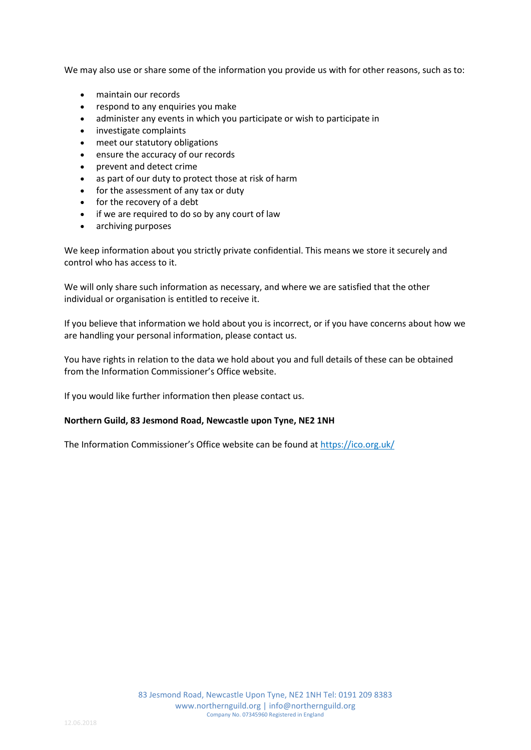We may also use or share some of the information you provide us with for other reasons, such as to:

- maintain our records
- respond to any enquiries you make
- administer any events in which you participate or wish to participate in
- investigate complaints
- meet our statutory obligations
- ensure the accuracy of our records
- prevent and detect crime
- as part of our duty to protect those at risk of harm
- for the assessment of any tax or duty
- for the recovery of a debt
- if we are required to do so by any court of law
- archiving purposes

We keep information about you strictly private confidential. This means we store it securely and control who has access to it.

We will only share such information as necessary, and where we are satisfied that the other individual or organisation is entitled to receive it.

If you believe that information we hold about you is incorrect, or if you have concerns about how we are handling your personal information, please contact us.

You have rights in relation to the data we hold about you and full details of these can be obtained from the Information Commissioner's Office website.

If you would like further information then please contact us.

**Northern Guild, 83 Jesmond Road, Newcastle upon Tyne, NE2 1NH**

The Information Commissioner's Office website can be found at https://ico.org.uk/

83 Jesmond Road, Newcastle Upon Tyne, NE2 1NH Tel: 0191 209 8383
www.northernguild.org | info@northernguild.org
Company No. 07345960 Registered in England

12.06.2018